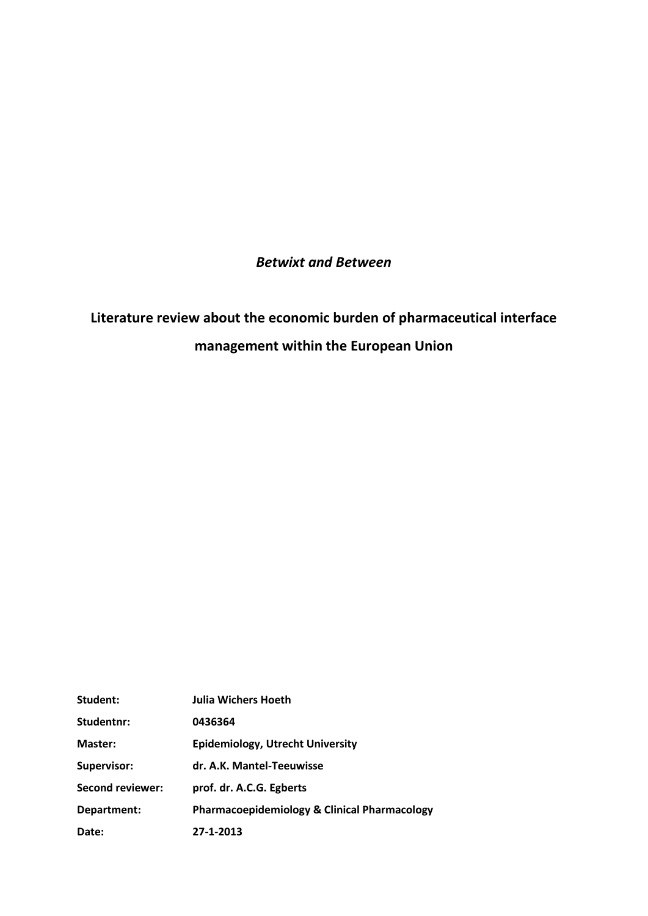***Betwixt and Between***

# Literature review about the economic burden of pharmaceutical interface management within the European Union

| | |
|---|---|
| **Student:** | **Julia Wichers Hoeth** |
| **Studentnr:** | **0436364** |
| **Master:** | **Epidemiology, Utrecht University** |
| **Supervisor:** | **dr. A.K. Mantel-Teeuwisse** |
| **Second reviewer:** | **prof. dr. A.C.G. Egberts** |
| **Department:** | **Pharmacoepidemiology & Clinical Pharmacology** |
| **Date:** | **27-1-2013** |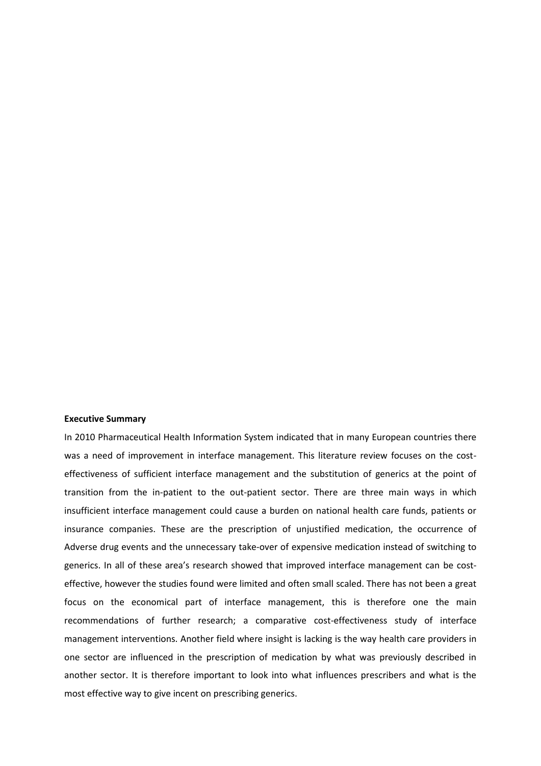**Executive Summary**

In 2010 Pharmaceutical Health Information System indicated that in many European countries there was a need of improvement in interface management. This literature review focuses on the cost-effectiveness of sufficient interface management and the substitution of generics at the point of transition from the in-patient to the out-patient sector. There are three main ways in which insufficient interface management could cause a burden on national health care funds, patients or insurance companies. These are the prescription of unjustified medication, the occurrence of Adverse drug events and the unnecessary take-over of expensive medication instead of switching to generics. In all of these area's research showed that improved interface management can be cost-effective, however the studies found were limited and often small scaled. There has not been a great focus on the economical part of interface management, this is therefore one the main recommendations of further research; a comparative cost-effectiveness study of interface management interventions. Another field where insight is lacking is the way health care providers in one sector are influenced in the prescription of medication by what was previously described in another sector. It is therefore important to look into what influences prescribers and what is the most effective way to give incent on prescribing generics.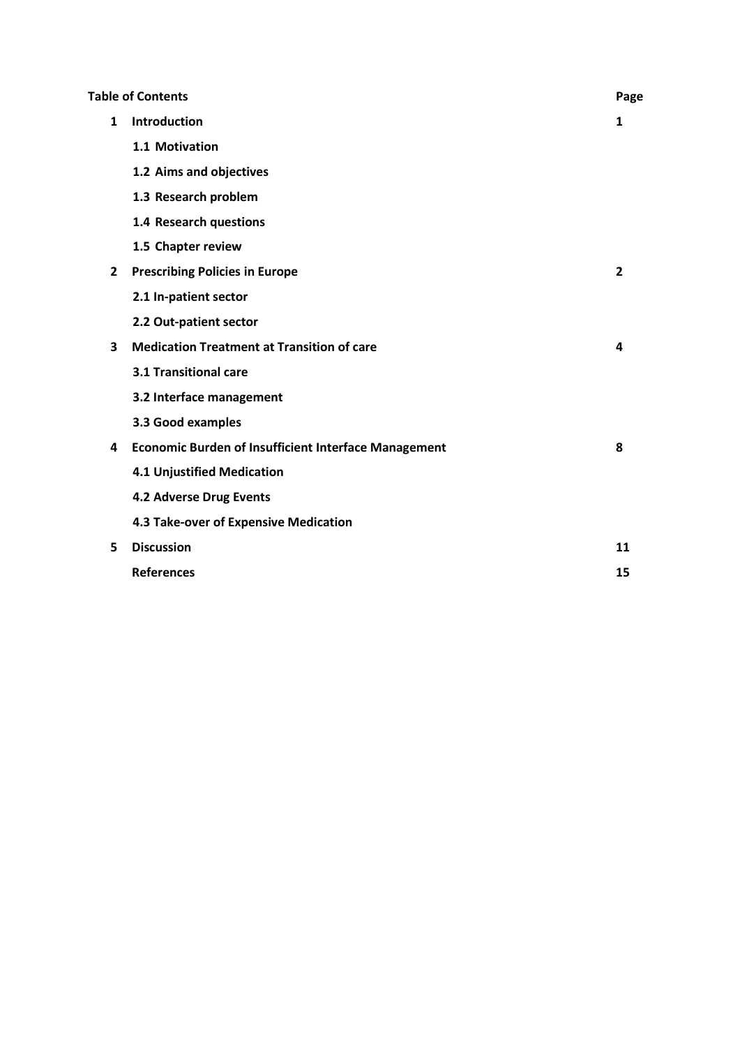| Table of Contents | | Page |
|---|---|---|
| 1 | Introduction | 1 |
| | 1.1 Motivation | |
| | 1.2 Aims and objectives | |
| | 1.3 Research problem | |
| | 1.4 Research questions | |
| | 1.5 Chapter review | |
| 2 | Prescribing Policies in Europe | 2 |
| | 2.1 In-patient sector | |
| | 2.2 Out-patient sector | |
| 3 | Medication Treatment at Transition of care | 4 |
| | 3.1 Transitional care | |
| | 3.2 Interface management | |
| | 3.3 Good examples | |
| 4 | Economic Burden of Insufficient Interface Management | 8 |
| | 4.1 Unjustified Medication | |
| | 4.2 Adverse Drug Events | |
| | 4.3 Take-over of Expensive Medication | |
| 5 | Discussion | 11 |
| | References | 15 |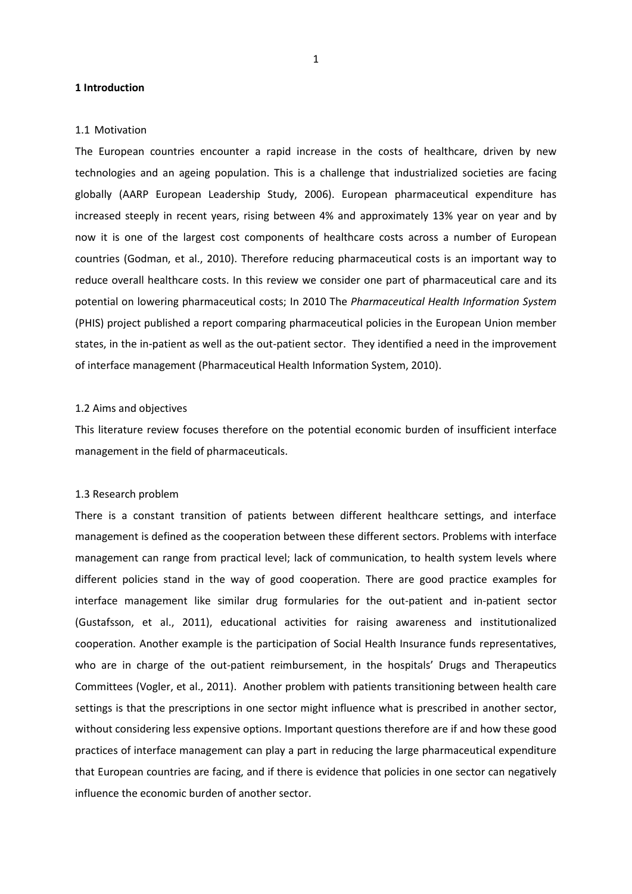# 1 Introduction

## 1.1 Motivation

The European countries encounter a rapid increase in the costs of healthcare, driven by new technologies and an ageing population. This is a challenge that industrialized societies are facing globally (AARP European Leadership Study, 2006). European pharmaceutical expenditure has increased steeply in recent years, rising between 4% and approximately 13% year on year and by now it is one of the largest cost components of healthcare costs across a number of European countries (Godman, et al., 2010). Therefore reducing pharmaceutical costs is an important way to reduce overall healthcare costs. In this review we consider one part of pharmaceutical care and its potential on lowering pharmaceutical costs; In 2010 The *Pharmaceutical Health Information System* (PHIS) project published a report comparing pharmaceutical policies in the European Union member states, in the in-patient as well as the out-patient sector. They identified a need in the improvement of interface management (Pharmaceutical Health Information System, 2010).

## 1.2 Aims and objectives

This literature review focuses therefore on the potential economic burden of insufficient interface management in the field of pharmaceuticals.

## 1.3 Research problem

There is a constant transition of patients between different healthcare settings, and interface management is defined as the cooperation between these different sectors. Problems with interface management can range from practical level; lack of communication, to health system levels where different policies stand in the way of good cooperation. There are good practice examples for interface management like similar drug formularies for the out-patient and in-patient sector (Gustafsson, et al., 2011), educational activities for raising awareness and institutionalized cooperation. Another example is the participation of Social Health Insurance funds representatives, who are in charge of the out-patient reimbursement, in the hospitals' Drugs and Therapeutics Committees (Vogler, et al., 2011). Another problem with patients transitioning between health care settings is that the prescriptions in one sector might influence what is prescribed in another sector, without considering less expensive options. Important questions therefore are if and how these good practices of interface management can play a part in reducing the large pharmaceutical expenditure that European countries are facing, and if there is evidence that policies in one sector can negatively influence the economic burden of another sector.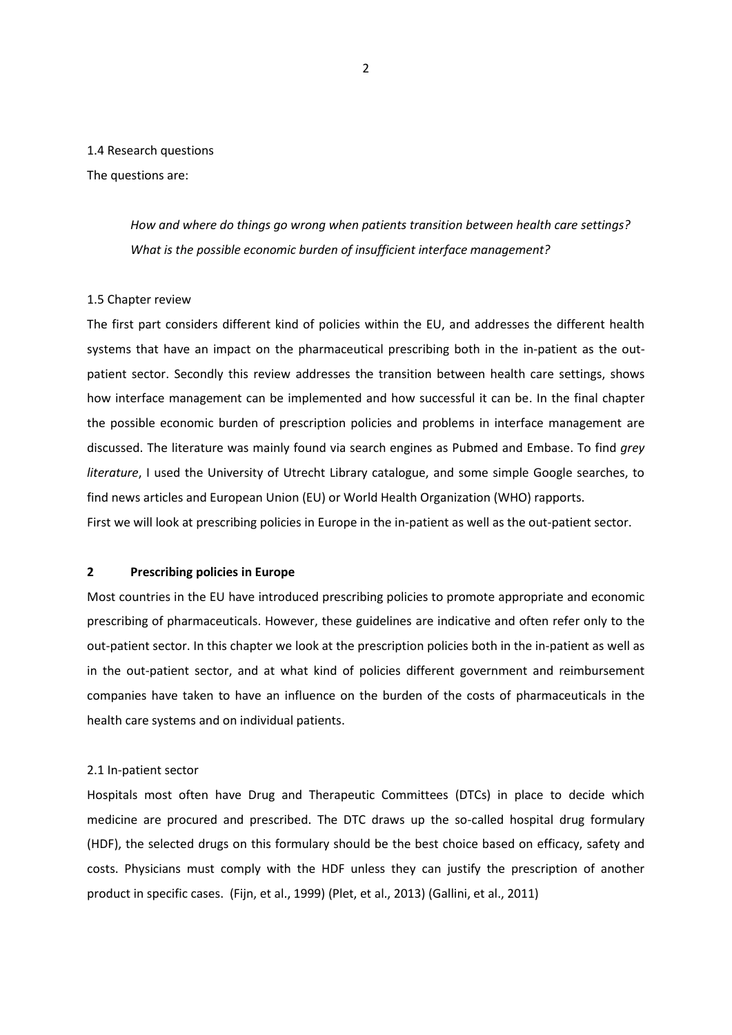### 1.4 Research questions

The questions are:

> *How and where do things go wrong when patients transition between health care settings?*
> *What is the possible economic burden of insufficient interface management?*

### 1.5 Chapter review

The first part considers different kind of policies within the EU, and addresses the different health systems that have an impact on the pharmaceutical prescribing both in the in-patient as the out-patient sector. Secondly this review addresses the transition between health care settings, shows how interface management can be implemented and how successful it can be. In the final chapter the possible economic burden of prescription policies and problems in interface management are discussed. The literature was mainly found via search engines as Pubmed and Embase. To find *grey literature*, I used the University of Utrecht Library catalogue, and some simple Google searches, to find news articles and European Union (EU) or World Health Organization (WHO) rapports.

First we will look at prescribing policies in Europe in the in-patient as well as the out-patient sector.

## 2 Prescribing policies in Europe

Most countries in the EU have introduced prescribing policies to promote appropriate and economic prescribing of pharmaceuticals. However, these guidelines are indicative and often refer only to the out-patient sector. In this chapter we look at the prescription policies both in the in-patient as well as in the out-patient sector, and at what kind of policies different government and reimbursement companies have taken to have an influence on the burden of the costs of pharmaceuticals in the health care systems and on individual patients.

### 2.1 In-patient sector

Hospitals most often have Drug and Therapeutic Committees (DTCs) in place to decide which medicine are procured and prescribed. The DTC draws up the so-called hospital drug formulary (HDF), the selected drugs on this formulary should be the best choice based on efficacy, safety and costs. Physicians must comply with the HDF unless they can justify the prescription of another product in specific cases. (Fijn, et al., 1999) (Plet, et al., 2013) (Gallini, et al., 2011)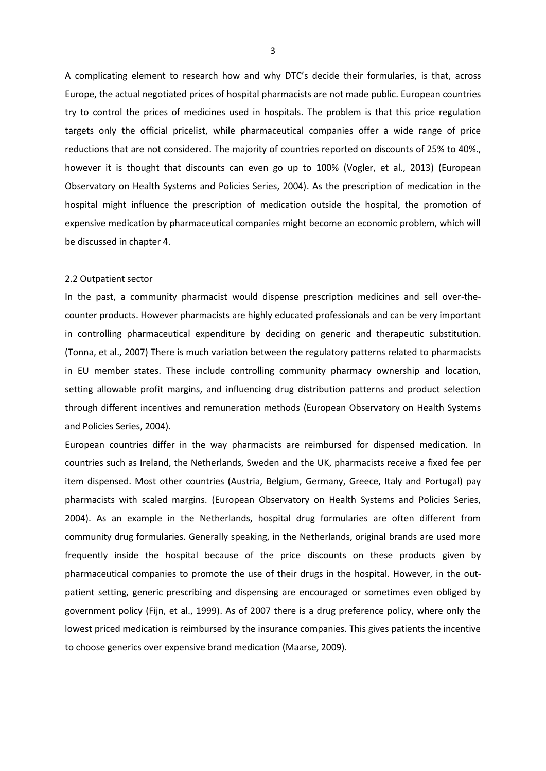A complicating element to research how and why DTC's decide their formularies, is that, across Europe, the actual negotiated prices of hospital pharmacists are not made public. European countries try to control the prices of medicines used in hospitals. The problem is that this price regulation targets only the official pricelist, while pharmaceutical companies offer a wide range of price reductions that are not considered. The majority of countries reported on discounts of 25% to 40%., however it is thought that discounts can even go up to 100% (Vogler, et al., 2013) (European Observatory on Health Systems and Policies Series, 2004). As the prescription of medication in the hospital might influence the prescription of medication outside the hospital, the promotion of expensive medication by pharmaceutical companies might become an economic problem, which will be discussed in chapter 4.

## 2.2 Outpatient sector

In the past, a community pharmacist would dispense prescription medicines and sell over-the-counter products. However pharmacists are highly educated professionals and can be very important in controlling pharmaceutical expenditure by deciding on generic and therapeutic substitution. (Tonna, et al., 2007) There is much variation between the regulatory patterns related to pharmacists in EU member states. These include controlling community pharmacy ownership and location, setting allowable profit margins, and influencing drug distribution patterns and product selection through different incentives and remuneration methods (European Observatory on Health Systems and Policies Series, 2004).

European countries differ in the way pharmacists are reimbursed for dispensed medication. In countries such as Ireland, the Netherlands, Sweden and the UK, pharmacists receive a fixed fee per item dispensed. Most other countries (Austria, Belgium, Germany, Greece, Italy and Portugal) pay pharmacists with scaled margins. (European Observatory on Health Systems and Policies Series, 2004). As an example in the Netherlands, hospital drug formularies are often different from community drug formularies. Generally speaking, in the Netherlands, original brands are used more frequently inside the hospital because of the price discounts on these products given by pharmaceutical companies to promote the use of their drugs in the hospital. However, in the out-patient setting, generic prescribing and dispensing are encouraged or sometimes even obliged by government policy (Fijn, et al., 1999). As of 2007 there is a drug preference policy, where only the lowest priced medication is reimbursed by the insurance companies. This gives patients the incentive to choose generics over expensive brand medication (Maarse, 2009).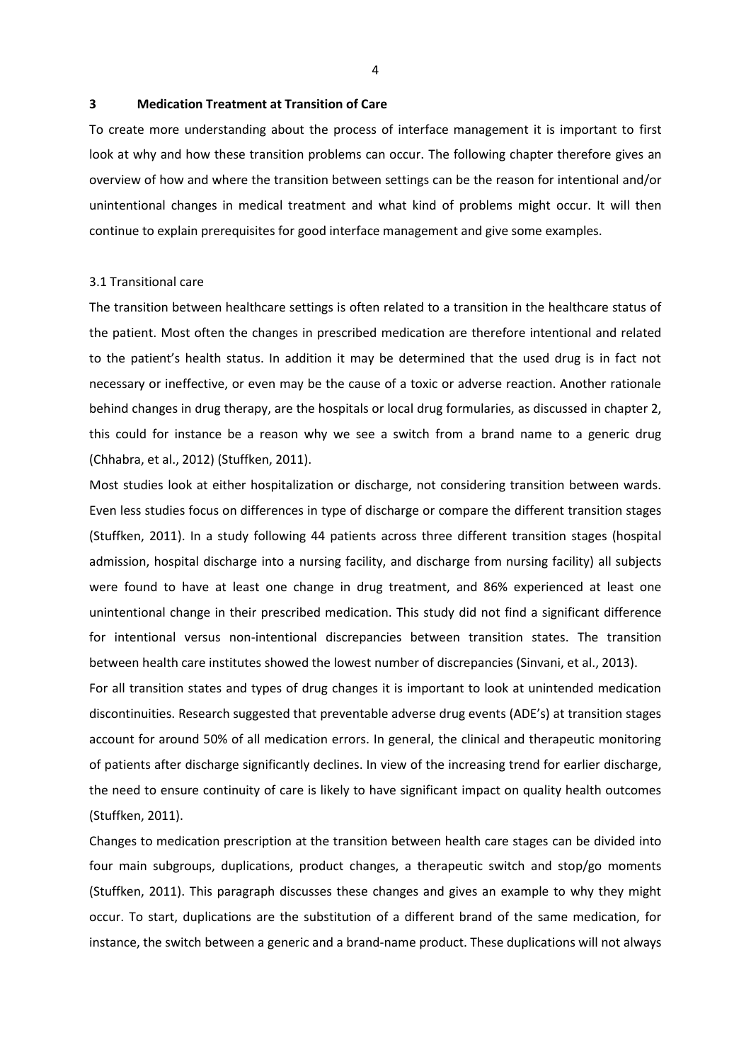# 3 Medication Treatment at Transition of Care

To create more understanding about the process of interface management it is important to first look at why and how these transition problems can occur. The following chapter therefore gives an overview of how and where the transition between settings can be the reason for intentional and/or unintentional changes in medical treatment and what kind of problems might occur. It will then continue to explain prerequisites for good interface management and give some examples.

## 3.1 Transitional care

The transition between healthcare settings is often related to a transition in the healthcare status of the patient. Most often the changes in prescribed medication are therefore intentional and related to the patient's health status. In addition it may be determined that the used drug is in fact not necessary or ineffective, or even may be the cause of a toxic or adverse reaction. Another rationale behind changes in drug therapy, are the hospitals or local drug formularies, as discussed in chapter 2, this could for instance be a reason why we see a switch from a brand name to a generic drug (Chhabra, et al., 2012) (Stuffken, 2011).

Most studies look at either hospitalization or discharge, not considering transition between wards. Even less studies focus on differences in type of discharge or compare the different transition stages (Stuffken, 2011). In a study following 44 patients across three different transition stages (hospital admission, hospital discharge into a nursing facility, and discharge from nursing facility) all subjects were found to have at least one change in drug treatment, and 86% experienced at least one unintentional change in their prescribed medication. This study did not find a significant difference for intentional versus non-intentional discrepancies between transition states. The transition between health care institutes showed the lowest number of discrepancies (Sinvani, et al., 2013).

For all transition states and types of drug changes it is important to look at unintended medication discontinuities. Research suggested that preventable adverse drug events (ADE's) at transition stages account for around 50% of all medication errors. In general, the clinical and therapeutic monitoring of patients after discharge significantly declines. In view of the increasing trend for earlier discharge, the need to ensure continuity of care is likely to have significant impact on quality health outcomes (Stuffken, 2011).

Changes to medication prescription at the transition between health care stages can be divided into four main subgroups, duplications, product changes, a therapeutic switch and stop/go moments (Stuffken, 2011). This paragraph discusses these changes and gives an example to why they might occur. To start, duplications are the substitution of a different brand of the same medication, for instance, the switch between a generic and a brand-name product. These duplications will not always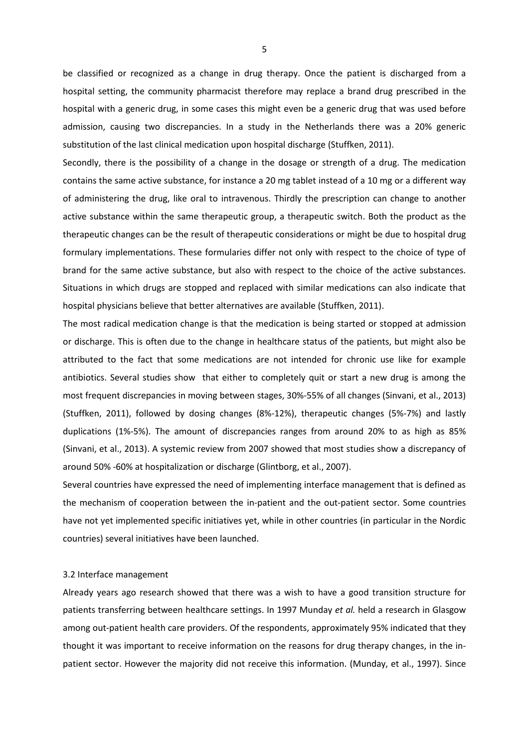be classified or recognized as a change in drug therapy. Once the patient is discharged from a hospital setting, the community pharmacist therefore may replace a brand drug prescribed in the hospital with a generic drug, in some cases this might even be a generic drug that was used before admission, causing two discrepancies. In a study in the Netherlands there was a 20% generic substitution of the last clinical medication upon hospital discharge (Stuffken, 2011).

Secondly, there is the possibility of a change in the dosage or strength of a drug. The medication contains the same active substance, for instance a 20 mg tablet instead of a 10 mg or a different way of administering the drug, like oral to intravenous. Thirdly the prescription can change to another active substance within the same therapeutic group, a therapeutic switch. Both the product as the therapeutic changes can be the result of therapeutic considerations or might be due to hospital drug formulary implementations. These formularies differ not only with respect to the choice of type of brand for the same active substance, but also with respect to the choice of the active substances. Situations in which drugs are stopped and replaced with similar medications can also indicate that hospital physicians believe that better alternatives are available (Stuffken, 2011).

The most radical medication change is that the medication is being started or stopped at admission or discharge. This is often due to the change in healthcare status of the patients, but might also be attributed to the fact that some medications are not intended for chronic use like for example antibiotics. Several studies show that either to completely quit or start a new drug is among the most frequent discrepancies in moving between stages, 30%-55% of all changes (Sinvani, et al., 2013) (Stuffken, 2011), followed by dosing changes (8%-12%), therapeutic changes (5%-7%) and lastly duplications (1%-5%). The amount of discrepancies ranges from around 20% to as high as 85% (Sinvani, et al., 2013). A systemic review from 2007 showed that most studies show a discrepancy of around 50% -60% at hospitalization or discharge (Glintborg, et al., 2007).

Several countries have expressed the need of implementing interface management that is defined as the mechanism of cooperation between the in-patient and the out-patient sector. Some countries have not yet implemented specific initiatives yet, while in other countries (in particular in the Nordic countries) several initiatives have been launched.

### 3.2 Interface management

Already years ago research showed that there was a wish to have a good transition structure for patients transferring between healthcare settings. In 1997 Munday *et al.* held a research in Glasgow among out-patient health care providers. Of the respondents, approximately 95% indicated that they thought it was important to receive information on the reasons for drug therapy changes, in the in-patient sector. However the majority did not receive this information. (Munday, et al., 1997). Since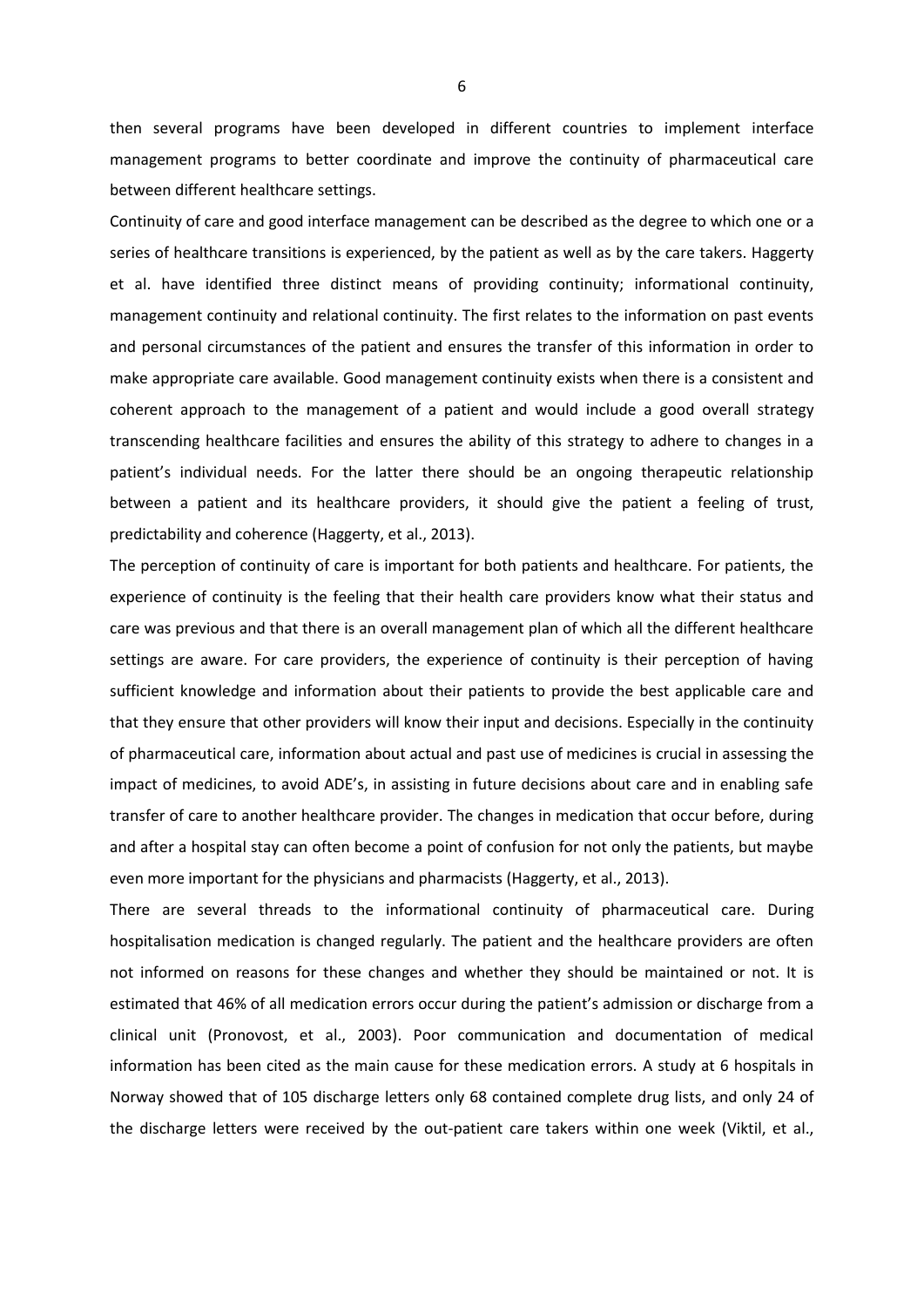then several programs have been developed in different countries to implement interface management programs to better coordinate and improve the continuity of pharmaceutical care between different healthcare settings.

Continuity of care and good interface management can be described as the degree to which one or a series of healthcare transitions is experienced, by the patient as well as by the care takers. Haggerty et al. have identified three distinct means of providing continuity; informational continuity, management continuity and relational continuity. The first relates to the information on past events and personal circumstances of the patient and ensures the transfer of this information in order to make appropriate care available. Good management continuity exists when there is a consistent and coherent approach to the management of a patient and would include a good overall strategy transcending healthcare facilities and ensures the ability of this strategy to adhere to changes in a patient's individual needs. For the latter there should be an ongoing therapeutic relationship between a patient and its healthcare providers, it should give the patient a feeling of trust, predictability and coherence (Haggerty, et al., 2013).

The perception of continuity of care is important for both patients and healthcare. For patients, the experience of continuity is the feeling that their health care providers know what their status and care was previous and that there is an overall management plan of which all the different healthcare settings are aware. For care providers, the experience of continuity is their perception of having sufficient knowledge and information about their patients to provide the best applicable care and that they ensure that other providers will know their input and decisions. Especially in the continuity of pharmaceutical care, information about actual and past use of medicines is crucial in assessing the impact of medicines, to avoid ADE's, in assisting in future decisions about care and in enabling safe transfer of care to another healthcare provider. The changes in medication that occur before, during and after a hospital stay can often become a point of confusion for not only the patients, but maybe even more important for the physicians and pharmacists (Haggerty, et al., 2013).

There are several threads to the informational continuity of pharmaceutical care. During hospitalisation medication is changed regularly. The patient and the healthcare providers are often not informed on reasons for these changes and whether they should be maintained or not. It is estimated that 46% of all medication errors occur during the patient's admission or discharge from a clinical unit (Pronovost, et al., 2003). Poor communication and documentation of medical information has been cited as the main cause for these medication errors. A study at 6 hospitals in Norway showed that of 105 discharge letters only 68 contained complete drug lists, and only 24 of the discharge letters were received by the out-patient care takers within one week (Viktil, et al.,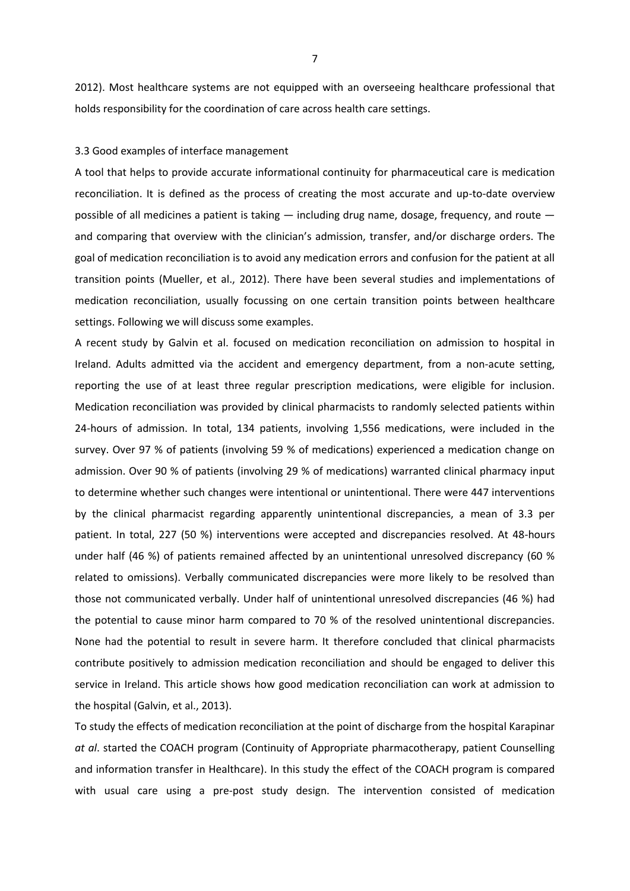2012). Most healthcare systems are not equipped with an overseeing healthcare professional that holds responsibility for the coordination of care across health care settings.

### 3.3 Good examples of interface management

A tool that helps to provide accurate informational continuity for pharmaceutical care is medication reconciliation. It is defined as the process of creating the most accurate and up-to-date overview possible of all medicines a patient is taking — including drug name, dosage, frequency, and route — and comparing that overview with the clinician's admission, transfer, and/or discharge orders. The goal of medication reconciliation is to avoid any medication errors and confusion for the patient at all transition points (Mueller, et al., 2012). There have been several studies and implementations of medication reconciliation, usually focussing on one certain transition points between healthcare settings. Following we will discuss some examples.

A recent study by Galvin et al. focused on medication reconciliation on admission to hospital in Ireland. Adults admitted via the accident and emergency department, from a non-acute setting, reporting the use of at least three regular prescription medications, were eligible for inclusion. Medication reconciliation was provided by clinical pharmacists to randomly selected patients within 24-hours of admission. In total, 134 patients, involving 1,556 medications, were included in the survey. Over 97 % of patients (involving 59 % of medications) experienced a medication change on admission. Over 90 % of patients (involving 29 % of medications) warranted clinical pharmacy input to determine whether such changes were intentional or unintentional. There were 447 interventions by the clinical pharmacist regarding apparently unintentional discrepancies, a mean of 3.3 per patient. In total, 227 (50 %) interventions were accepted and discrepancies resolved. At 48-hours under half (46 %) of patients remained affected by an unintentional unresolved discrepancy (60 % related to omissions). Verbally communicated discrepancies were more likely to be resolved than those not communicated verbally. Under half of unintentional unresolved discrepancies (46 %) had the potential to cause minor harm compared to 70 % of the resolved unintentional discrepancies. None had the potential to result in severe harm. It therefore concluded that clinical pharmacists contribute positively to admission medication reconciliation and should be engaged to deliver this service in Ireland. This article shows how good medication reconciliation can work at admission to the hospital (Galvin, et al., 2013).

To study the effects of medication reconciliation at the point of discharge from the hospital Karapinar *at al*. started the COACH program (Continuity of Appropriate pharmacotherapy, patient Counselling and information transfer in Healthcare). In this study the effect of the COACH program is compared with usual care using a pre-post study design. The intervention consisted of medication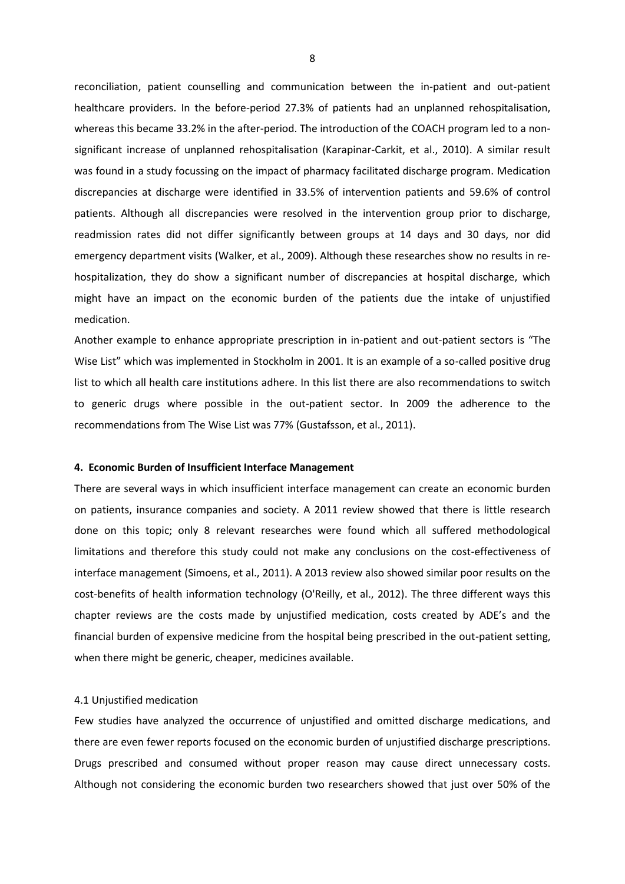reconciliation, patient counselling and communication between the in-patient and out-patient healthcare providers. In the before-period 27.3% of patients had an unplanned rehospitalisation, whereas this became 33.2% in the after-period. The introduction of the COACH program led to a non-significant increase of unplanned rehospitalisation (Karapinar-Carkit, et al., 2010). A similar result was found in a study focussing on the impact of pharmacy facilitated discharge program. Medication discrepancies at discharge were identified in 33.5% of intervention patients and 59.6% of control patients. Although all discrepancies were resolved in the intervention group prior to discharge, readmission rates did not differ significantly between groups at 14 days and 30 days, nor did emergency department visits (Walker, et al., 2009). Although these researches show no results in re-hospitalization, they do show a significant number of discrepancies at hospital discharge, which might have an impact on the economic burden of the patients due the intake of unjustified medication.

Another example to enhance appropriate prescription in in-patient and out-patient sectors is "The Wise List" which was implemented in Stockholm in 2001. It is an example of a so-called positive drug list to which all health care institutions adhere. In this list there are also recommendations to switch to generic drugs where possible in the out-patient sector. In 2009 the adherence to the recommendations from The Wise List was 77% (Gustafsson, et al., 2011).

## 4. Economic Burden of Insufficient Interface Management

There are several ways in which insufficient interface management can create an economic burden on patients, insurance companies and society. A 2011 review showed that there is little research done on this topic; only 8 relevant researches were found which all suffered methodological limitations and therefore this study could not make any conclusions on the cost-effectiveness of interface management (Simoens, et al., 2011). A 2013 review also showed similar poor results on the cost-benefits of health information technology (O'Reilly, et al., 2012). The three different ways this chapter reviews are the costs made by unjustified medication, costs created by ADE's and the financial burden of expensive medicine from the hospital being prescribed in the out-patient setting, when there might be generic, cheaper, medicines available.

### 4.1 Unjustified medication

Few studies have analyzed the occurrence of unjustified and omitted discharge medications, and there are even fewer reports focused on the economic burden of unjustified discharge prescriptions. Drugs prescribed and consumed without proper reason may cause direct unnecessary costs. Although not considering the economic burden two researchers showed that just over 50% of the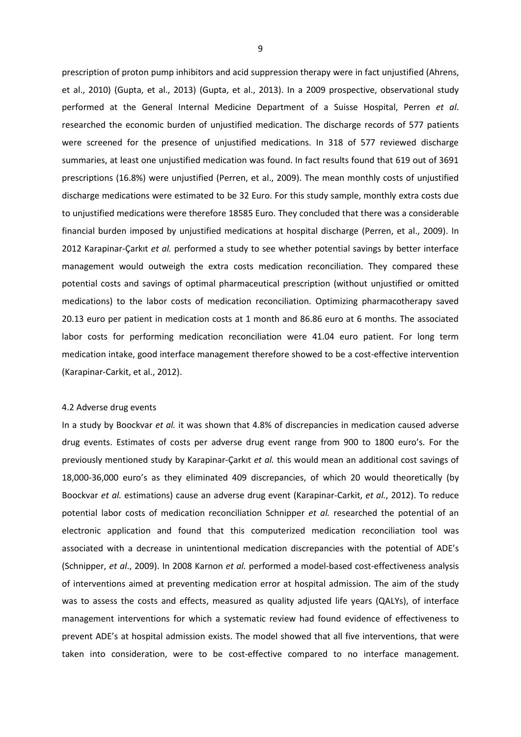prescription of proton pump inhibitors and acid suppression therapy were in fact unjustified (Ahrens, et al., 2010) (Gupta, et al., 2013) (Gupta, et al., 2013). In a 2009 prospective, observational study performed at the General Internal Medicine Department of a Suisse Hospital, Perren *et al*. researched the economic burden of unjustified medication. The discharge records of 577 patients were screened for the presence of unjustified medications. In 318 of 577 reviewed discharge summaries, at least one unjustified medication was found. In fact results found that 619 out of 3691 prescriptions (16.8%) were unjustified (Perren, et al., 2009). The mean monthly costs of unjustified discharge medications were estimated to be 32 Euro. For this study sample, monthly extra costs due to unjustified medications were therefore 18585 Euro. They concluded that there was a considerable financial burden imposed by unjustified medications at hospital discharge (Perren, et al., 2009). In 2012 Karapinar-Çarkıt *et al.* performed a study to see whether potential savings by better interface management would outweigh the extra costs medication reconciliation. They compared these potential costs and savings of optimal pharmaceutical prescription (without unjustified or omitted medications) to the labor costs of medication reconciliation. Optimizing pharmacotherapy saved 20.13 euro per patient in medication costs at 1 month and 86.86 euro at 6 months. The associated labor costs for performing medication reconciliation were 41.04 euro patient. For long term medication intake, good interface management therefore showed to be a cost-effective intervention (Karapinar-Carkit, et al., 2012).

### 4.2 Adverse drug events

In a study by Boockvar *et al.* it was shown that 4.8% of discrepancies in medication caused adverse drug events. Estimates of costs per adverse drug event range from 900 to 1800 euro's. For the previously mentioned study by Karapinar-Çarkıt *et al.* this would mean an additional cost savings of 18,000-36,000 euro's as they eliminated 409 discrepancies, of which 20 would theoretically (by Boockvar *et al.* estimations) cause an adverse drug event (Karapinar-Carkit, *et al.*, 2012). To reduce potential labor costs of medication reconciliation Schnipper *et al.* researched the potential of an electronic application and found that this computerized medication reconciliation tool was associated with a decrease in unintentional medication discrepancies with the potential of ADE's (Schnipper, *et al*., 2009). In 2008 Karnon *et al.* performed a model-based cost-effectiveness analysis of interventions aimed at preventing medication error at hospital admission. The aim of the study was to assess the costs and effects, measured as quality adjusted life years (QALYs), of interface management interventions for which a systematic review had found evidence of effectiveness to prevent ADE's at hospital admission exists. The model showed that all five interventions, that were taken into consideration, were to be cost-effective compared to no interface management.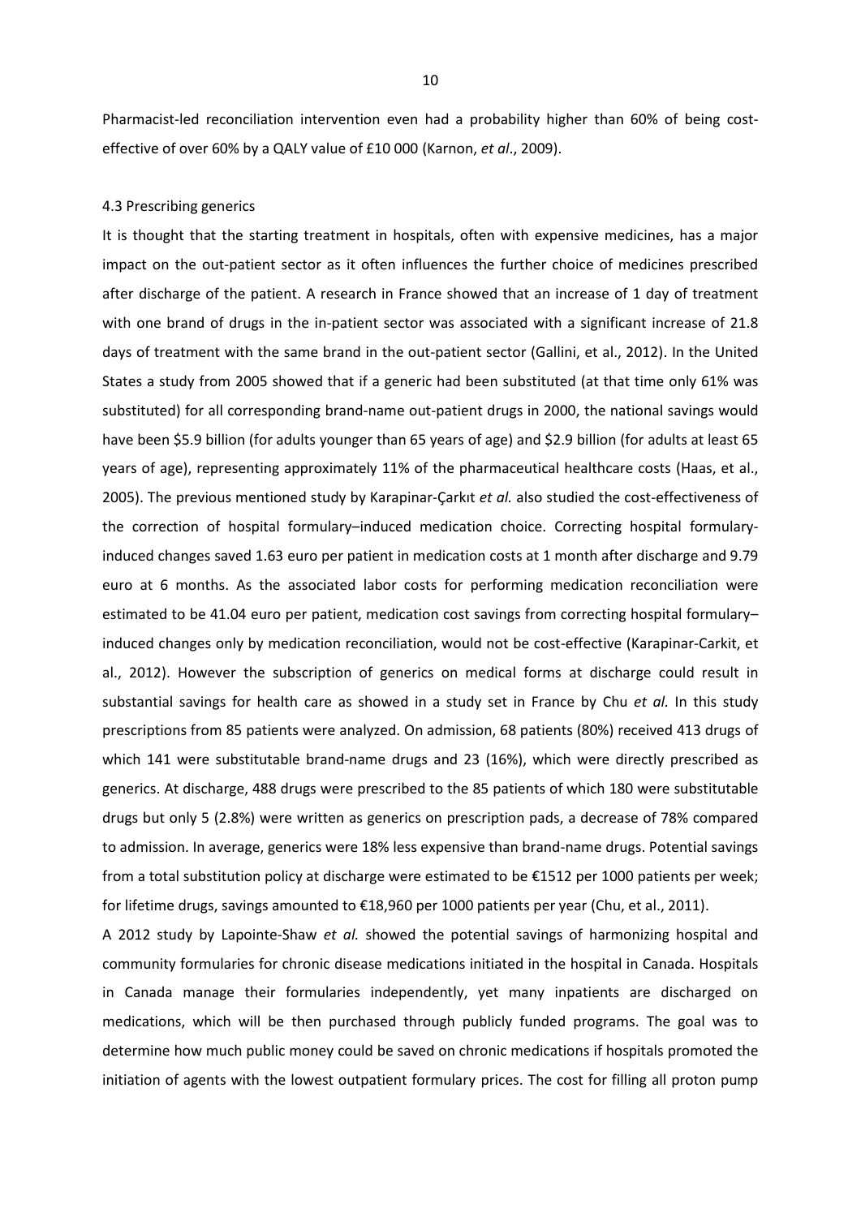Pharmacist-led reconciliation intervention even had a probability higher than 60% of being cost-effective of over 60% by a QALY value of £10 000 (Karnon, *et al*., 2009).

### 4.3 Prescribing generics

It is thought that the starting treatment in hospitals, often with expensive medicines, has a major impact on the out-patient sector as it often influences the further choice of medicines prescribed after discharge of the patient. A research in France showed that an increase of 1 day of treatment with one brand of drugs in the in-patient sector was associated with a significant increase of 21.8 days of treatment with the same brand in the out-patient sector (Gallini, et al., 2012). In the United States a study from 2005 showed that if a generic had been substituted (at that time only 61% was substituted) for all corresponding brand-name out-patient drugs in 2000, the national savings would have been \$5.9 billion (for adults younger than 65 years of age) and \$2.9 billion (for adults at least 65 years of age), representing approximately 11% of the pharmaceutical healthcare costs (Haas, et al., 2005). The previous mentioned study by Karapinar-Çarkıt *et al.* also studied the cost-effectiveness of the correction of hospital formulary–induced medication choice. Correcting hospital formulary-induced changes saved 1.63 euro per patient in medication costs at 1 month after discharge and 9.79 euro at 6 months. As the associated labor costs for performing medication reconciliation were estimated to be 41.04 euro per patient, medication cost savings from correcting hospital formulary–induced changes only by medication reconciliation, would not be cost-effective (Karapinar-Carkit, et al., 2012). However the subscription of generics on medical forms at discharge could result in substantial savings for health care as showed in a study set in France by Chu *et al.* In this study prescriptions from 85 patients were analyzed. On admission, 68 patients (80%) received 413 drugs of which 141 were substitutable brand-name drugs and 23 (16%), which were directly prescribed as generics. At discharge, 488 drugs were prescribed to the 85 patients of which 180 were substitutable drugs but only 5 (2.8%) were written as generics on prescription pads, a decrease of 78% compared to admission. In average, generics were 18% less expensive than brand-name drugs. Potential savings from a total substitution policy at discharge were estimated to be €1512 per 1000 patients per week; for lifetime drugs, savings amounted to €18,960 per 1000 patients per year (Chu, et al., 2011).

A 2012 study by Lapointe-Shaw *et al.* showed the potential savings of harmonizing hospital and community formularies for chronic disease medications initiated in the hospital in Canada. Hospitals in Canada manage their formularies independently, yet many inpatients are discharged on medications, which will be then purchased through publicly funded programs. The goal was to determine how much public money could be saved on chronic medications if hospitals promoted the initiation of agents with the lowest outpatient formulary prices. The cost for filling all proton pump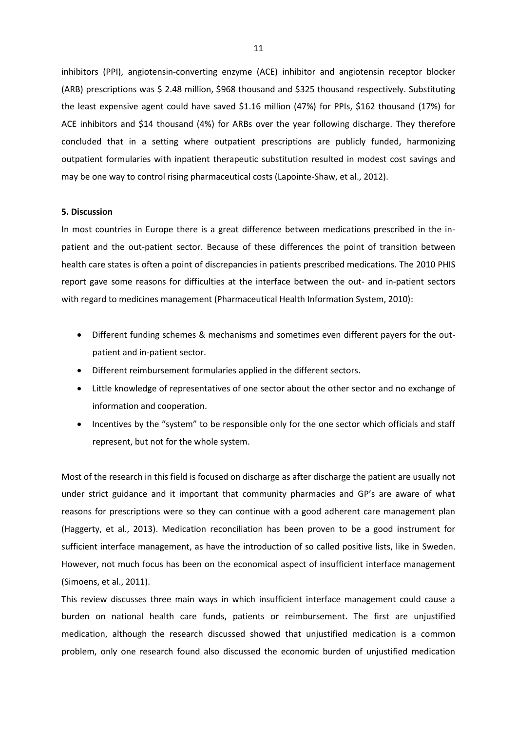inhibitors (PPI), angiotensin-converting enzyme (ACE) inhibitor and angiotensin receptor blocker (ARB) prescriptions was $ 2.48 million, $968 thousand and $325 thousand respectively. Substituting the least expensive agent could have saved $1.16 million (47%) for PPIs, $162 thousand (17%) for ACE inhibitors and $14 thousand (4%) for ARBs over the year following discharge. They therefore concluded that in a setting where outpatient prescriptions are publicly funded, harmonizing outpatient formularies with inpatient therapeutic substitution resulted in modest cost savings and may be one way to control rising pharmaceutical costs (Lapointe-Shaw, et al., 2012).

## 5. Discussion

In most countries in Europe there is a great difference between medications prescribed in the in-patient and the out-patient sector. Because of these differences the point of transition between health care states is often a point of discrepancies in patients prescribed medications. The 2010 PHIS report gave some reasons for difficulties at the interface between the out- and in-patient sectors with regard to medicines management (Pharmaceutical Health Information System, 2010):

- Different funding schemes & mechanisms and sometimes even different payers for the out-patient and in-patient sector.
- Different reimbursement formularies applied in the different sectors.
- Little knowledge of representatives of one sector about the other sector and no exchange of information and cooperation.
- Incentives by the "system" to be responsible only for the one sector which officials and staff represent, but not for the whole system.

Most of the research in this field is focused on discharge as after discharge the patient are usually not under strict guidance and it important that community pharmacies and GP's are aware of what reasons for prescriptions were so they can continue with a good adherent care management plan (Haggerty, et al., 2013). Medication reconciliation has been proven to be a good instrument for sufficient interface management, as have the introduction of so called positive lists, like in Sweden. However, not much focus has been on the economical aspect of insufficient interface management (Simoens, et al., 2011).

This review discusses three main ways in which insufficient interface management could cause a burden on national health care funds, patients or reimbursement. The first are unjustified medication, although the research discussed showed that unjustified medication is a common problem, only one research found also discussed the economic burden of unjustified medication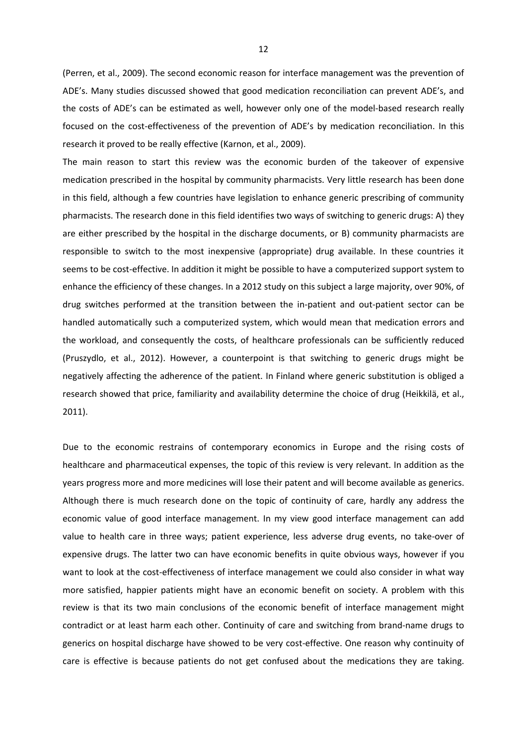(Perren, et al., 2009). The second economic reason for interface management was the prevention of ADE's. Many studies discussed showed that good medication reconciliation can prevent ADE's, and the costs of ADE's can be estimated as well, however only one of the model-based research really focused on the cost-effectiveness of the prevention of ADE's by medication reconciliation. In this research it proved to be really effective (Karnon, et al., 2009).

The main reason to start this review was the economic burden of the takeover of expensive medication prescribed in the hospital by community pharmacists. Very little research has been done in this field, although a few countries have legislation to enhance generic prescribing of community pharmacists. The research done in this field identifies two ways of switching to generic drugs: A) they are either prescribed by the hospital in the discharge documents, or B) community pharmacists are responsible to switch to the most inexpensive (appropriate) drug available. In these countries it seems to be cost-effective. In addition it might be possible to have a computerized support system to enhance the efficiency of these changes. In a 2012 study on this subject a large majority, over 90%, of drug switches performed at the transition between the in-patient and out-patient sector can be handled automatically such a computerized system, which would mean that medication errors and the workload, and consequently the costs, of healthcare professionals can be sufficiently reduced (Pruszydlo, et al., 2012). However, a counterpoint is that switching to generic drugs might be negatively affecting the adherence of the patient. In Finland where generic substitution is obliged a research showed that price, familiarity and availability determine the choice of drug (Heikkilä, et al., 2011).

Due to the economic restrains of contemporary economics in Europe and the rising costs of healthcare and pharmaceutical expenses, the topic of this review is very relevant. In addition as the years progress more and more medicines will lose their patent and will become available as generics. Although there is much research done on the topic of continuity of care, hardly any address the economic value of good interface management. In my view good interface management can add value to health care in three ways; patient experience, less adverse drug events, no take-over of expensive drugs. The latter two can have economic benefits in quite obvious ways, however if you want to look at the cost-effectiveness of interface management we could also consider in what way more satisfied, happier patients might have an economic benefit on society. A problem with this review is that its two main conclusions of the economic benefit of interface management might contradict or at least harm each other. Continuity of care and switching from brand-name drugs to generics on hospital discharge have showed to be very cost-effective. One reason why continuity of care is effective is because patients do not get confused about the medications they are taking.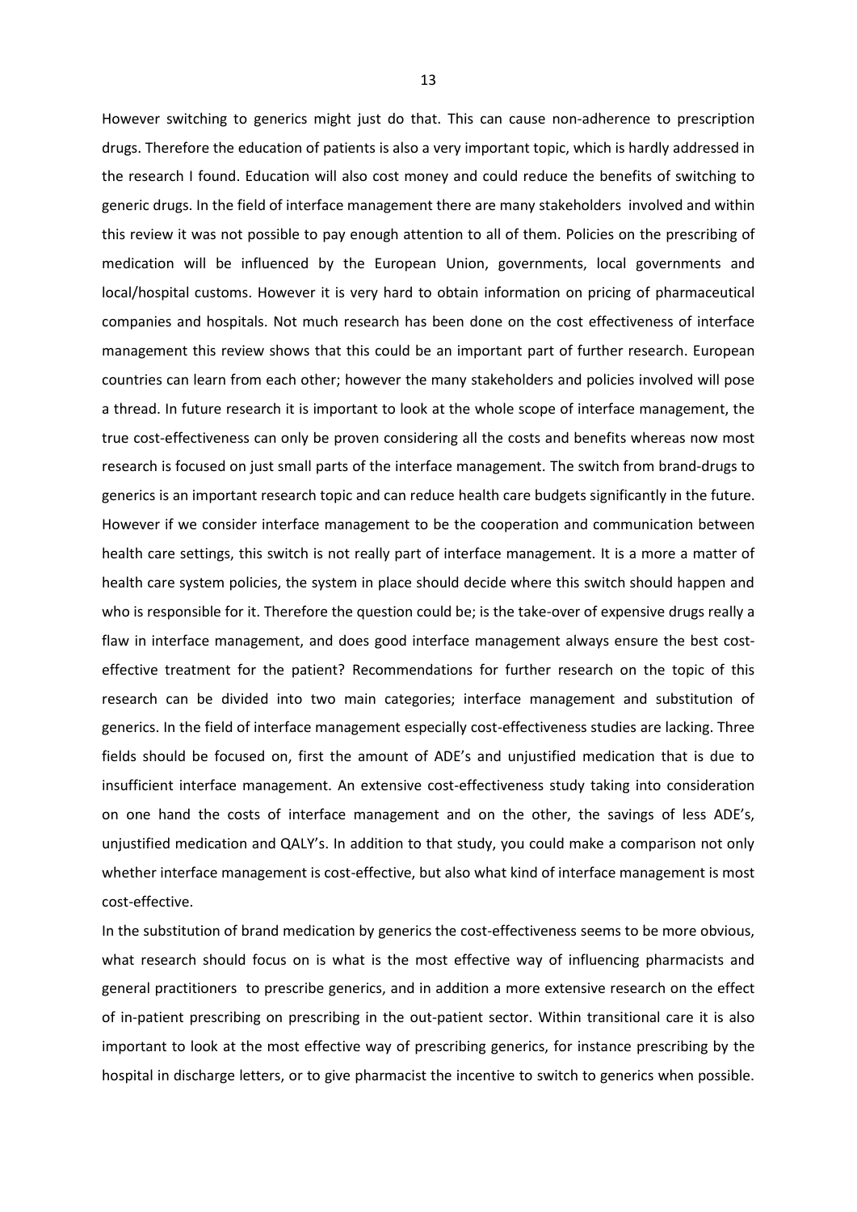However switching to generics might just do that. This can cause non-adherence to prescription drugs. Therefore the education of patients is also a very important topic, which is hardly addressed in the research I found. Education will also cost money and could reduce the benefits of switching to generic drugs. In the field of interface management there are many stakeholders involved and within this review it was not possible to pay enough attention to all of them. Policies on the prescribing of medication will be influenced by the European Union, governments, local governments and local/hospital customs. However it is very hard to obtain information on pricing of pharmaceutical companies and hospitals. Not much research has been done on the cost effectiveness of interface management this review shows that this could be an important part of further research. European countries can learn from each other; however the many stakeholders and policies involved will pose a thread. In future research it is important to look at the whole scope of interface management, the true cost-effectiveness can only be proven considering all the costs and benefits whereas now most research is focused on just small parts of the interface management. The switch from brand-drugs to generics is an important research topic and can reduce health care budgets significantly in the future. However if we consider interface management to be the cooperation and communication between health care settings, this switch is not really part of interface management. It is a more a matter of health care system policies, the system in place should decide where this switch should happen and who is responsible for it. Therefore the question could be; is the take-over of expensive drugs really a flaw in interface management, and does good interface management always ensure the best cost-effective treatment for the patient? Recommendations for further research on the topic of this research can be divided into two main categories; interface management and substitution of generics. In the field of interface management especially cost-effectiveness studies are lacking. Three fields should be focused on, first the amount of ADE's and unjustified medication that is due to insufficient interface management. An extensive cost-effectiveness study taking into consideration on one hand the costs of interface management and on the other, the savings of less ADE's, unjustified medication and QALY's. In addition to that study, you could make a comparison not only whether interface management is cost-effective, but also what kind of interface management is most cost-effective.

In the substitution of brand medication by generics the cost-effectiveness seems to be more obvious, what research should focus on is what is the most effective way of influencing pharmacists and general practitioners to prescribe generics, and in addition a more extensive research on the effect of in-patient prescribing on prescribing in the out-patient sector. Within transitional care it is also important to look at the most effective way of prescribing generics, for instance prescribing by the hospital in discharge letters, or to give pharmacist the incentive to switch to generics when possible.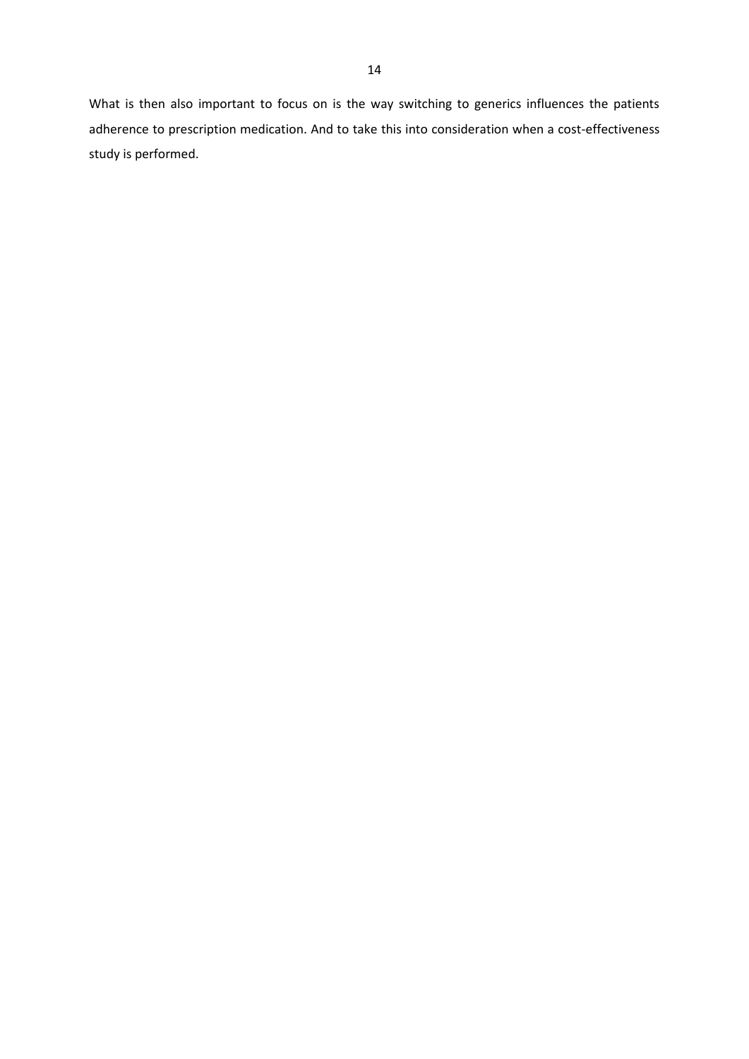What is then also important to focus on is the way switching to generics influences the patients adherence to prescription medication. And to take this into consideration when a cost-effectiveness study is performed.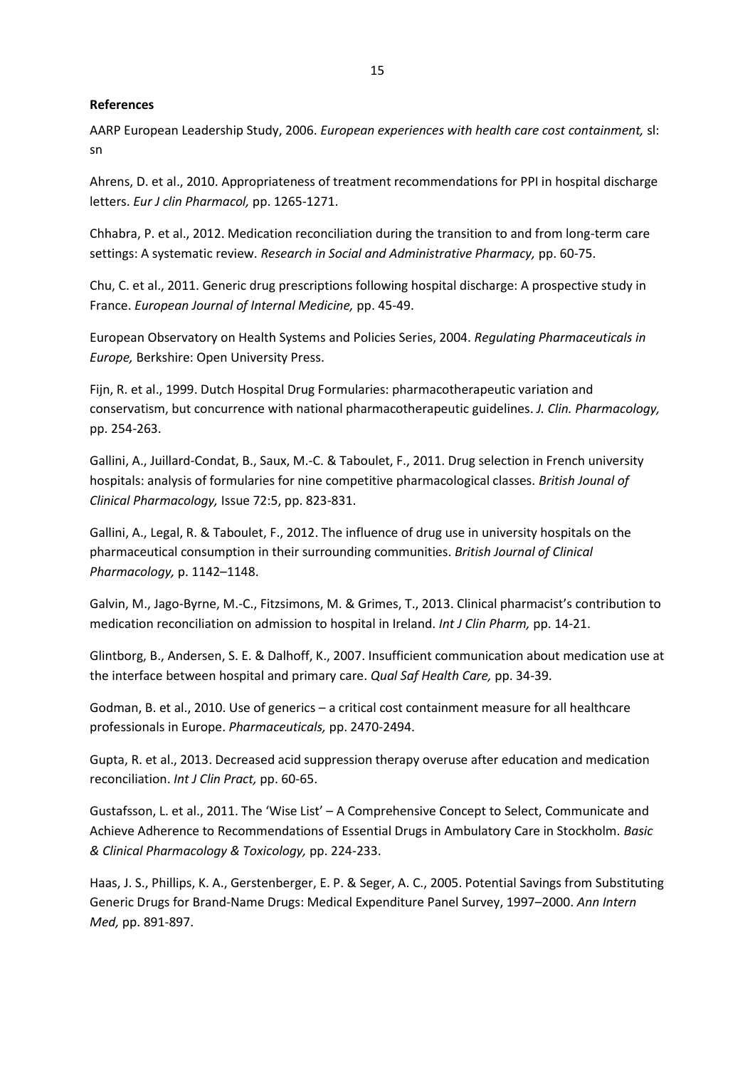**References**

AARP European Leadership Study, 2006. *European experiences with health care cost containment,* sl: sn

Ahrens, D. et al., 2010. Appropriateness of treatment recommendations for PPI in hospital discharge letters. *Eur J clin Pharmacol,* pp. 1265-1271.

Chhabra, P. et al., 2012. Medication reconciliation during the transition to and from long-term care settings: A systematic review. *Research in Social and Administrative Pharmacy,* pp. 60-75.

Chu, C. et al., 2011. Generic drug prescriptions following hospital discharge: A prospective study in France. *European Journal of Internal Medicine,* pp. 45-49.

European Observatory on Health Systems and Policies Series, 2004. *Regulating Pharmaceuticals in Europe,* Berkshire: Open University Press.

Fijn, R. et al., 1999. Dutch Hospital Drug Formularies: pharmacotherapeutic variation and conservatism, but concurrence with national pharmacotherapeutic guidelines. *J. Clin. Pharmacology,* pp. 254-263.

Gallini, A., Juillard-Condat, B., Saux, M.-C. & Taboulet, F., 2011. Drug selection in French university hospitals: analysis of formularies for nine competitive pharmacological classes. *British Jounal of Clinical Pharmacology,* Issue 72:5, pp. 823-831.

Gallini, A., Legal, R. & Taboulet, F., 2012. The influence of drug use in university hospitals on the pharmaceutical consumption in their surrounding communities. *British Journal of Clinical Pharmacology,* p. 1142–1148.

Galvin, M., Jago-Byrne, M.-C., Fitzsimons, M. & Grimes, T., 2013. Clinical pharmacist's contribution to medication reconciliation on admission to hospital in Ireland. *Int J Clin Pharm,* pp. 14-21.

Glintborg, B., Andersen, S. E. & Dalhoff, K., 2007. Insufficient communication about medication use at the interface between hospital and primary care. *Qual Saf Health Care,* pp. 34-39.

Godman, B. et al., 2010. Use of generics – a critical cost containment measure for all healthcare professionals in Europe. *Pharmaceuticals,* pp. 2470-2494.

Gupta, R. et al., 2013. Decreased acid suppression therapy overuse after education and medication reconciliation. *Int J Clin Pract,* pp. 60-65.

Gustafsson, L. et al., 2011. The 'Wise List' – A Comprehensive Concept to Select, Communicate and Achieve Adherence to Recommendations of Essential Drugs in Ambulatory Care in Stockholm. *Basic & Clinical Pharmacology & Toxicology,* pp. 224-233.

Haas, J. S., Phillips, K. A., Gerstenberger, E. P. & Seger, A. C., 2005. Potential Savings from Substituting Generic Drugs for Brand-Name Drugs: Medical Expenditure Panel Survey, 1997–2000. *Ann Intern Med,* pp. 891-897.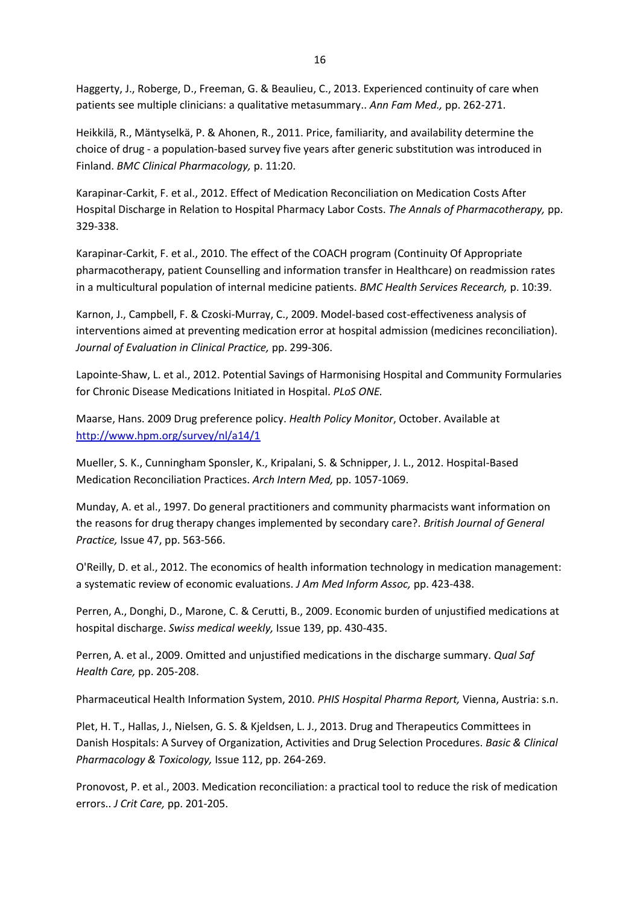Haggerty, J., Roberge, D., Freeman, G. & Beaulieu, C., 2013. Experienced continuity of care when patients see multiple clinicians: a qualitative metasummary.. *Ann Fam Med.,* pp. 262-271.

Heikkilä, R., Mäntyselkä, P. & Ahonen, R., 2011. Price, familiarity, and availability determine the choice of drug - a population-based survey five years after generic substitution was introduced in Finland. *BMC Clinical Pharmacology,* p. 11:20.

Karapinar-Carkit, F. et al., 2012. Effect of Medication Reconciliation on Medication Costs After Hospital Discharge in Relation to Hospital Pharmacy Labor Costs. *The Annals of Pharmacotherapy,* pp. 329-338.

Karapinar-Carkit, F. et al., 2010. The effect of the COACH program (Continuity Of Appropriate pharmacotherapy, patient Counselling and information transfer in Healthcare) on readmission rates in a multicultural population of internal medicine patients. *BMC Health Services Recearch,* p. 10:39.

Karnon, J., Campbell, F. & Czoski-Murray, C., 2009. Model-based cost-effectiveness analysis of interventions aimed at preventing medication error at hospital admission (medicines reconciliation). *Journal of Evaluation in Clinical Practice,* pp. 299-306.

Lapointe-Shaw, L. et al., 2012. Potential Savings of Harmonising Hospital and Community Formularies for Chronic Disease Medications Initiated in Hospital. *PLoS ONE.*

Maarse, Hans. 2009 Drug preference policy. *Health Policy Monitor*, October. Available at [http://www.hpm.org/survey/nl/a14/1](http://www.hpm.org/survey/nl/a14/1)

Mueller, S. K., Cunningham Sponsler, K., Kripalani, S. & Schnipper, J. L., 2012. Hospital-Based Medication Reconciliation Practices. *Arch Intern Med,* pp. 1057-1069.

Munday, A. et al., 1997. Do general practitioners and community pharmacists want information on the reasons for drug therapy changes implemented by secondary care?. *British Journal of General Practice,* Issue 47, pp. 563-566.

O'Reilly, D. et al., 2012. The economics of health information technology in medication management: a systematic review of economic evaluations. *J Am Med Inform Assoc,* pp. 423-438.

Perren, A., Donghi, D., Marone, C. & Cerutti, B., 2009. Economic burden of unjustified medications at hospital discharge. *Swiss medical weekly,* Issue 139, pp. 430-435.

Perren, A. et al., 2009. Omitted and unjustified medications in the discharge summary. *Qual Saf Health Care,* pp. 205-208.

Pharmaceutical Health Information System, 2010. *PHIS Hospital Pharma Report,* Vienna, Austria: s.n.

Plet, H. T., Hallas, J., Nielsen, G. S. & Kjeldsen, L. J., 2013. Drug and Therapeutics Committees in Danish Hospitals: A Survey of Organization, Activities and Drug Selection Procedures. *Basic & Clinical Pharmacology & Toxicology,* Issue 112, pp. 264-269.

Pronovost, P. et al., 2003. Medication reconciliation: a practical tool to reduce the risk of medication errors.. *J Crit Care,* pp. 201-205.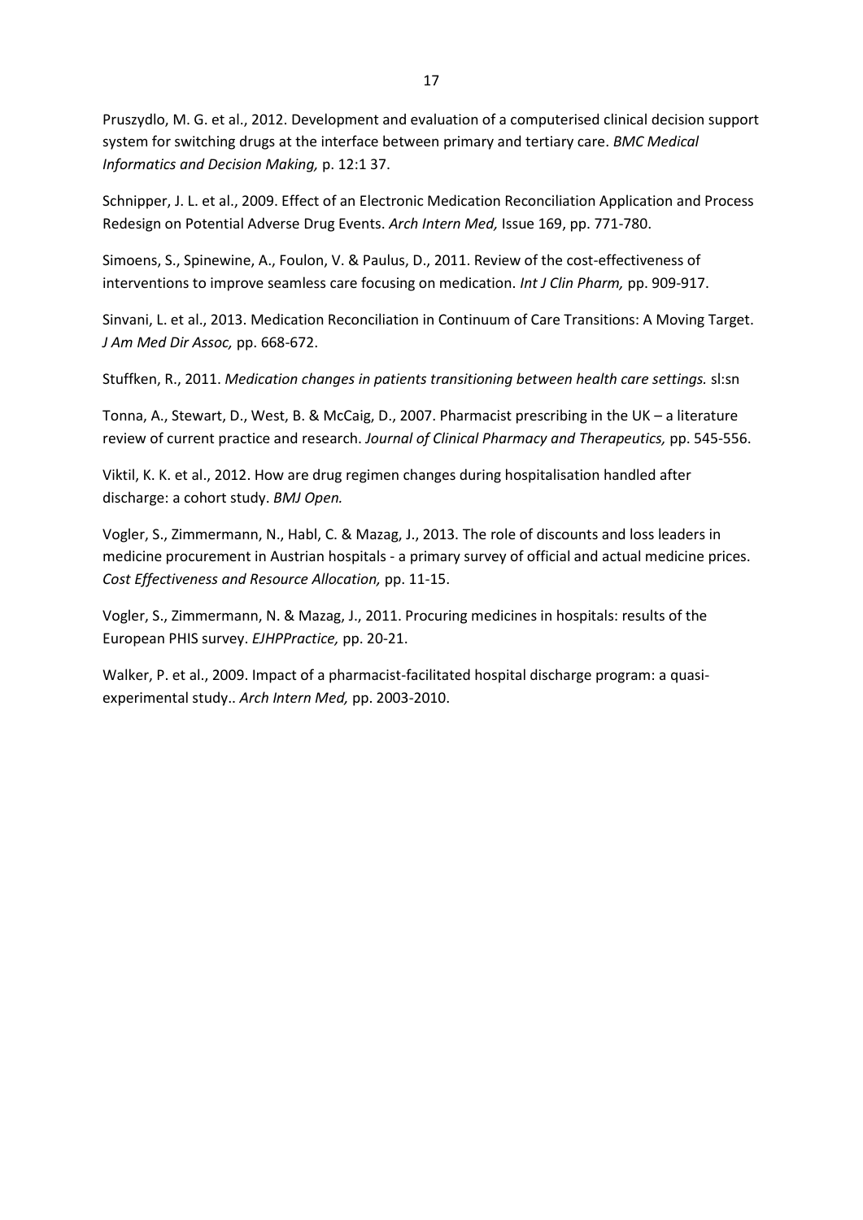Pruszydlo, M. G. et al., 2012. Development and evaluation of a computerised clinical decision support system for switching drugs at the interface between primary and tertiary care. *BMC Medical Informatics and Decision Making,* p. 12:1 37.

Schnipper, J. L. et al., 2009. Effect of an Electronic Medication Reconciliation Application and Process Redesign on Potential Adverse Drug Events. *Arch Intern Med,* Issue 169, pp. 771-780.

Simoens, S., Spinewine, A., Foulon, V. & Paulus, D., 2011. Review of the cost-effectiveness of interventions to improve seamless care focusing on medication. *Int J Clin Pharm,* pp. 909-917.

Sinvani, L. et al., 2013. Medication Reconciliation in Continuum of Care Transitions: A Moving Target. *J Am Med Dir Assoc,* pp. 668-672.

Stuffken, R., 2011. *Medication changes in patients transitioning between health care settings.* sl:sn

Tonna, A., Stewart, D., West, B. & McCaig, D., 2007. Pharmacist prescribing in the UK – a literature review of current practice and research. *Journal of Clinical Pharmacy and Therapeutics,* pp. 545-556.

Viktil, K. K. et al., 2012. How are drug regimen changes during hospitalisation handled after discharge: a cohort study. *BMJ Open.*

Vogler, S., Zimmermann, N., Habl, C. & Mazag, J., 2013. The role of discounts and loss leaders in medicine procurement in Austrian hospitals - a primary survey of official and actual medicine prices. *Cost Effectiveness and Resource Allocation,* pp. 11-15.

Vogler, S., Zimmermann, N. & Mazag, J., 2011. Procuring medicines in hospitals: results of the European PHIS survey. *EJHPPractice,* pp. 20-21.

Walker, P. et al., 2009. Impact of a pharmacist-facilitated hospital discharge program: a quasi-experimental study.. *Arch Intern Med,* pp. 2003-2010.